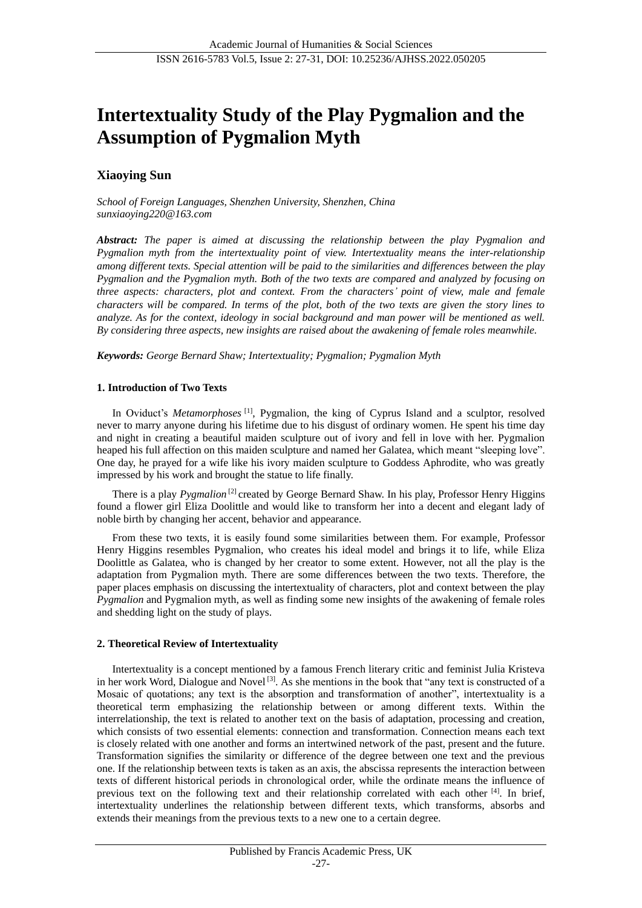# Intertextuality Study of the Play Pygmalion and the Assumption of Pygmalion Myth

**Xiaoying Sun**

*School of Foreign Languages, Shenzhen University, Shenzhen, China*
*sunxiaoying220@163.com*

***Abstract:*** *The paper is aimed at discussing the relationship between the play Pygmalion and Pygmalion myth from the intertextuality point of view. Intertextuality means the inter-relationship among different texts. Special attention will be paid to the similarities and differences between the play Pygmalion and the Pygmalion myth. Both of the two texts are compared and analyzed by focusing on three aspects: characters, plot and context. From the characters' point of view, male and female characters will be compared. In terms of the plot, both of the two texts are given the story lines to analyze. As for the context, ideology in social background and man power will be mentioned as well. By considering three aspects, new insights are raised about the awakening of female roles meanwhile.*

***Keywords:*** *George Bernard Shaw; Intertextuality; Pygmalion; Pygmalion Myth*

## 1. Introduction of Two Texts

In Oviduct's *Metamorphoses* [1], Pygmalion, the king of Cyprus Island and a sculptor, resolved never to marry anyone during his lifetime due to his disgust of ordinary women. He spent his time day and night in creating a beautiful maiden sculpture out of ivory and fell in love with her. Pygmalion heaped his full affection on this maiden sculpture and named her Galatea, which meant "sleeping love". One day, he prayed for a wife like his ivory maiden sculpture to Goddess Aphrodite, who was greatly impressed by his work and brought the statue to life finally.

There is a play *Pygmalion* [2] created by George Bernard Shaw. In his play, Professor Henry Higgins found a flower girl Eliza Doolittle and would like to transform her into a decent and elegant lady of noble birth by changing her accent, behavior and appearance.

From these two texts, it is easily found some similarities between them. For example, Professor Henry Higgins resembles Pygmalion, who creates his ideal model and brings it to life, while Eliza Doolittle as Galatea, who is changed by her creator to some extent. However, not all the play is the adaptation from Pygmalion myth. There are some differences between the two texts. Therefore, the paper places emphasis on discussing the intertextuality of characters, plot and context between the play *Pygmalion* and Pygmalion myth, as well as finding some new insights of the awakening of female roles and shedding light on the study of plays.

## 2. Theoretical Review of Intertextuality

Intertextuality is a concept mentioned by a famous French literary critic and feminist Julia Kristeva in her work Word, Dialogue and Novel [3]. As she mentions in the book that "any text is constructed of a Mosaic of quotations; any text is the absorption and transformation of another", intertextuality is a theoretical term emphasizing the relationship between or among different texts. Within the interrelationship, the text is related to another text on the basis of adaptation, processing and creation, which consists of two essential elements: connection and transformation. Connection means each text is closely related with one another and forms an intertwined network of the past, present and the future. Transformation signifies the similarity or difference of the degree between one text and the previous one. If the relationship between texts is taken as an axis, the abscissa represents the interaction between texts of different historical periods in chronological order, while the ordinate means the influence of previous text on the following text and their relationship correlated with each other [4]. In brief, intertextuality underlines the relationship between different texts, which transforms, absorbs and extends their meanings from the previous texts to a new one to a certain degree.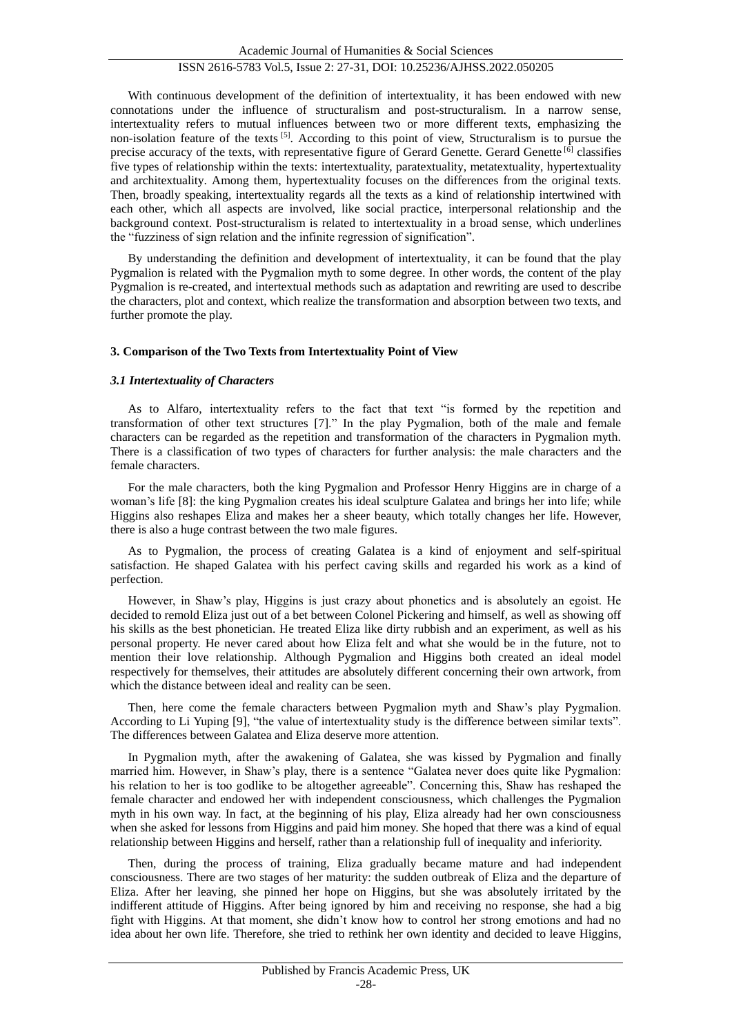With continuous development of the definition of intertextuality, it has been endowed with new connotations under the influence of structuralism and post-structuralism. In a narrow sense, intertextuality refers to mutual influences between two or more different texts, emphasizing the non-isolation feature of the texts [5]. According to this point of view, Structuralism is to pursue the precise accuracy of the texts, with representative figure of Gerard Genette. Gerard Genette [6] classifies five types of relationship within the texts: intertextuality, paratextuality, metatextuality, hypertextuality and architextuality. Among them, hypertextuality focuses on the differences from the original texts. Then, broadly speaking, intertextuality regards all the texts as a kind of relationship intertwined with each other, which all aspects are involved, like social practice, interpersonal relationship and the background context. Post-structuralism is related to intertextuality in a broad sense, which underlines the "fuzziness of sign relation and the infinite regression of signification".

By understanding the definition and development of intertextuality, it can be found that the play Pygmalion is related with the Pygmalion myth to some degree. In other words, the content of the play Pygmalion is re-created, and intertextual methods such as adaptation and rewriting are used to describe the characters, plot and context, which realize the transformation and absorption between two texts, and further promote the play.

## 3. Comparison of the Two Texts from Intertextuality Point of View

### *3.1 Intertextuality of Characters*

As to Alfaro, intertextuality refers to the fact that text "is formed by the repetition and transformation of other text structures [7]." In the play Pygmalion, both of the male and female characters can be regarded as the repetition and transformation of the characters in Pygmalion myth. There is a classification of two types of characters for further analysis: the male characters and the female characters.

For the male characters, both the king Pygmalion and Professor Henry Higgins are in charge of a woman's life [8]: the king Pygmalion creates his ideal sculpture Galatea and brings her into life; while Higgins also reshapes Eliza and makes her a sheer beauty, which totally changes her life. However, there is also a huge contrast between the two male figures.

As to Pygmalion, the process of creating Galatea is a kind of enjoyment and self-spiritual satisfaction. He shaped Galatea with his perfect caving skills and regarded his work as a kind of perfection.

However, in Shaw's play, Higgins is just crazy about phonetics and is absolutely an egoist. He decided to remold Eliza just out of a bet between Colonel Pickering and himself, as well as showing off his skills as the best phonetician. He treated Eliza like dirty rubbish and an experiment, as well as his personal property. He never cared about how Eliza felt and what she would be in the future, not to mention their love relationship. Although Pygmalion and Higgins both created an ideal model respectively for themselves, their attitudes are absolutely different concerning their own artwork, from which the distance between ideal and reality can be seen.

Then, here come the female characters between Pygmalion myth and Shaw's play Pygmalion. According to Li Yuping [9], "the value of intertextuality study is the difference between similar texts". The differences between Galatea and Eliza deserve more attention.

In Pygmalion myth, after the awakening of Galatea, she was kissed by Pygmalion and finally married him. However, in Shaw's play, there is a sentence "Galatea never does quite like Pygmalion: his relation to her is too godlike to be altogether agreeable". Concerning this, Shaw has reshaped the female character and endowed her with independent consciousness, which challenges the Pygmalion myth in his own way. In fact, at the beginning of his play, Eliza already had her own consciousness when she asked for lessons from Higgins and paid him money. She hoped that there was a kind of equal relationship between Higgins and herself, rather than a relationship full of inequality and inferiority.

Then, during the process of training, Eliza gradually became mature and had independent consciousness. There are two stages of her maturity: the sudden outbreak of Eliza and the departure of Eliza. After her leaving, she pinned her hope on Higgins, but she was absolutely irritated by the indifferent attitude of Higgins. After being ignored by him and receiving no response, she had a big fight with Higgins. At that moment, she didn't know how to control her strong emotions and had no idea about her own life. Therefore, she tried to rethink her own identity and decided to leave Higgins,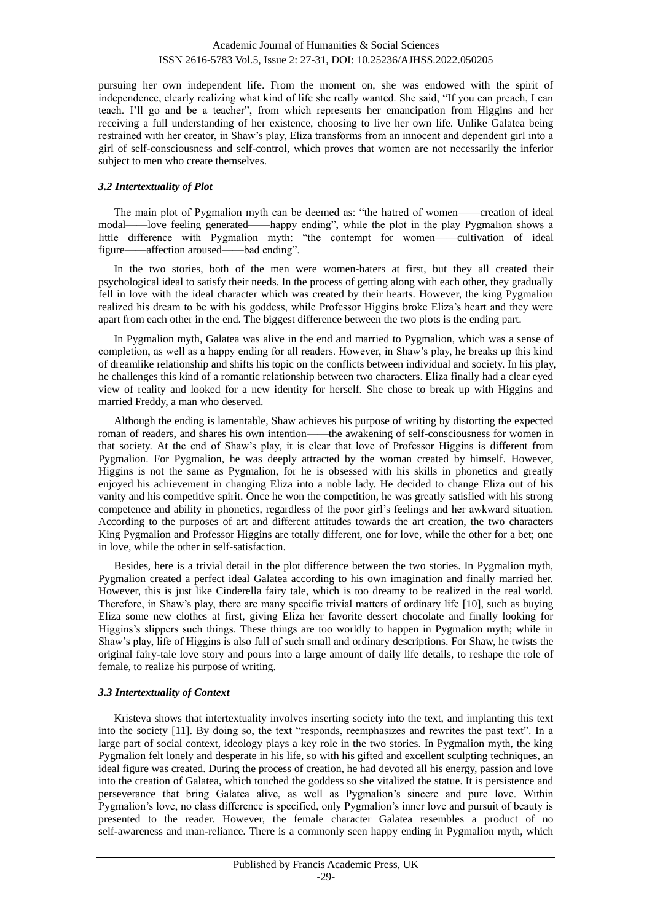pursuing her own independent life. From the moment on, she was endowed with the spirit of independence, clearly realizing what kind of life she really wanted. She said, "If you can preach, I can teach. I'll go and be a teacher", from which represents her emancipation from Higgins and her receiving a full understanding of her existence, choosing to live her own life. Unlike Galatea being restrained with her creator, in Shaw's play, Eliza transforms from an innocent and dependent girl into a girl of self-consciousness and self-control, which proves that women are not necessarily the inferior subject to men who create themselves.

### *3.2 Intertextuality of Plot*

The main plot of Pygmalion myth can be deemed as: "the hatred of women——creation of ideal modal——love feeling generated——happy ending", while the plot in the play Pygmalion shows a little difference with Pygmalion myth: "the contempt for women——cultivation of ideal figure——affection aroused——bad ending".

In the two stories, both of the men were women-haters at first, but they all created their psychological ideal to satisfy their needs. In the process of getting along with each other, they gradually fell in love with the ideal character which was created by their hearts. However, the king Pygmalion realized his dream to be with his goddess, while Professor Higgins broke Eliza's heart and they were apart from each other in the end. The biggest difference between the two plots is the ending part.

In Pygmalion myth, Galatea was alive in the end and married to Pygmalion, which was a sense of completion, as well as a happy ending for all readers. However, in Shaw's play, he breaks up this kind of dreamlike relationship and shifts his topic on the conflicts between individual and society. In his play, he challenges this kind of a romantic relationship between two characters. Eliza finally had a clear eyed view of reality and looked for a new identity for herself. She chose to break up with Higgins and married Freddy, a man who deserved.

Although the ending is lamentable, Shaw achieves his purpose of writing by distorting the expected roman of readers, and shares his own intention——the awakening of self-consciousness for women in that society. At the end of Shaw's play, it is clear that love of Professor Higgins is different from Pygmalion. For Pygmalion, he was deeply attracted by the woman created by himself. However, Higgins is not the same as Pygmalion, for he is obsessed with his skills in phonetics and greatly enjoyed his achievement in changing Eliza into a noble lady. He decided to change Eliza out of his vanity and his competitive spirit. Once he won the competition, he was greatly satisfied with his strong competence and ability in phonetics, regardless of the poor girl's feelings and her awkward situation. According to the purposes of art and different attitudes towards the art creation, the two characters King Pygmalion and Professor Higgins are totally different, one for love, while the other for a bet; one in love, while the other in self-satisfaction.

Besides, here is a trivial detail in the plot difference between the two stories. In Pygmalion myth, Pygmalion created a perfect ideal Galatea according to his own imagination and finally married her. However, this is just like Cinderella fairy tale, which is too dreamy to be realized in the real world. Therefore, in Shaw's play, there are many specific trivial matters of ordinary life [10], such as buying Eliza some new clothes at first, giving Eliza her favorite dessert chocolate and finally looking for Higgins's slippers such things. These things are too worldly to happen in Pygmalion myth; while in Shaw's play, life of Higgins is also full of such small and ordinary descriptions. For Shaw, he twists the original fairy-tale love story and pours into a large amount of daily life details, to reshape the role of female, to realize his purpose of writing.

### *3.3 Intertextuality of Context*

Kristeva shows that intertextuality involves inserting society into the text, and implanting this text into the society [11]. By doing so, the text "responds, reemphasizes and rewrites the past text". In a large part of social context, ideology plays a key role in the two stories. In Pygmalion myth, the king Pygmalion felt lonely and desperate in his life, so with his gifted and excellent sculpting techniques, an ideal figure was created. During the process of creation, he had devoted all his energy, passion and love into the creation of Galatea, which touched the goddess so she vitalized the statue. It is persistence and perseverance that bring Galatea alive, as well as Pygmalion's sincere and pure love. Within Pygmalion's love, no class difference is specified, only Pygmalion's inner love and pursuit of beauty is presented to the reader. However, the female character Galatea resembles a product of no self-awareness and man-reliance. There is a commonly seen happy ending in Pygmalion myth, which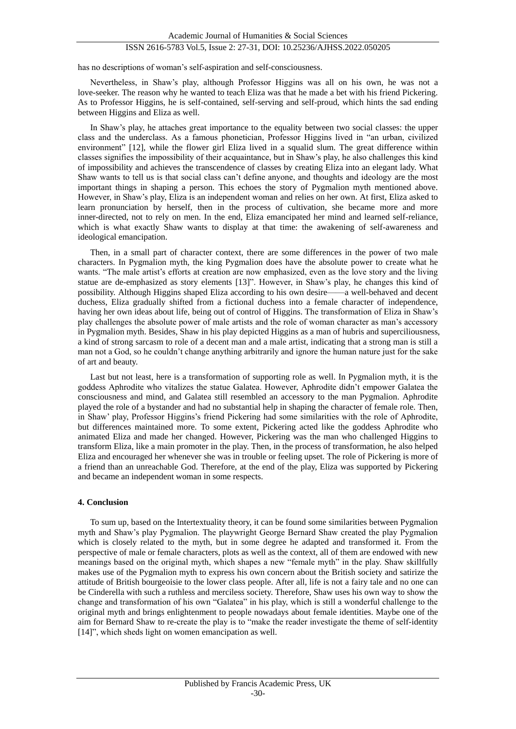has no descriptions of woman's self-aspiration and self-consciousness.

Nevertheless, in Shaw's play, although Professor Higgins was all on his own, he was not a love-seeker. The reason why he wanted to teach Eliza was that he made a bet with his friend Pickering. As to Professor Higgins, he is self-contained, self-serving and self-proud, which hints the sad ending between Higgins and Eliza as well.

In Shaw's play, he attaches great importance to the equality between two social classes: the upper class and the underclass. As a famous phonetician, Professor Higgins lived in "an urban, civilized environment" [12], while the flower girl Eliza lived in a squalid slum. The great difference within classes signifies the impossibility of their acquaintance, but in Shaw's play, he also challenges this kind of impossibility and achieves the transcendence of classes by creating Eliza into an elegant lady. What Shaw wants to tell us is that social class can't define anyone, and thoughts and ideology are the most important things in shaping a person. This echoes the story of Pygmalion myth mentioned above. However, in Shaw's play, Eliza is an independent woman and relies on her own. At first, Eliza asked to learn pronunciation by herself, then in the process of cultivation, she became more and more inner-directed, not to rely on men. In the end, Eliza emancipated her mind and learned self-reliance, which is what exactly Shaw wants to display at that time: the awakening of self-awareness and ideological emancipation.

Then, in a small part of character context, there are some differences in the power of two male characters. In Pygmalion myth, the king Pygmalion does have the absolute power to create what he wants. "The male artist's efforts at creation are now emphasized, even as the love story and the living statue are de-emphasized as story elements [13]". However, in Shaw's play, he changes this kind of possibility. Although Higgins shaped Eliza according to his own desire——a well-behaved and decent duchess, Eliza gradually shifted from a fictional duchess into a female character of independence, having her own ideas about life, being out of control of Higgins. The transformation of Eliza in Shaw's play challenges the absolute power of male artists and the role of woman character as man's accessory in Pygmalion myth. Besides, Shaw in his play depicted Higgins as a man of hubris and superciliousness, a kind of strong sarcasm to role of a decent man and a male artist, indicating that a strong man is still a man not a God, so he couldn't change anything arbitrarily and ignore the human nature just for the sake of art and beauty.

Last but not least, here is a transformation of supporting role as well. In Pygmalion myth, it is the goddess Aphrodite who vitalizes the statue Galatea. However, Aphrodite didn't empower Galatea the consciousness and mind, and Galatea still resembled an accessory to the man Pygmalion. Aphrodite played the role of a bystander and had no substantial help in shaping the character of female role. Then, in Shaw' play, Professor Higgins's friend Pickering had some similarities with the role of Aphrodite, but differences maintained more. To some extent, Pickering acted like the goddess Aphrodite who animated Eliza and made her changed. However, Pickering was the man who challenged Higgins to transform Eliza, like a main promoter in the play. Then, in the process of transformation, he also helped Eliza and encouraged her whenever she was in trouble or feeling upset. The role of Pickering is more of a friend than an unreachable God. Therefore, at the end of the play, Eliza was supported by Pickering and became an independent woman in some respects.

## 4. Conclusion

To sum up, based on the Intertextuality theory, it can be found some similarities between Pygmalion myth and Shaw's play Pygmalion. The playwright George Bernard Shaw created the play Pygmalion which is closely related to the myth, but in some degree he adapted and transformed it. From the perspective of male or female characters, plots as well as the context, all of them are endowed with new meanings based on the original myth, which shapes a new "female myth" in the play. Shaw skillfully makes use of the Pygmalion myth to express his own concern about the British society and satirize the attitude of British bourgeoisie to the lower class people. After all, life is not a fairy tale and no one can be Cinderella with such a ruthless and merciless society. Therefore, Shaw uses his own way to show the change and transformation of his own "Galatea" in his play, which is still a wonderful challenge to the original myth and brings enlightenment to people nowadays about female identities. Maybe one of the aim for Bernard Shaw to re-create the play is to "make the reader investigate the theme of self-identity [14]", which sheds light on women emancipation as well.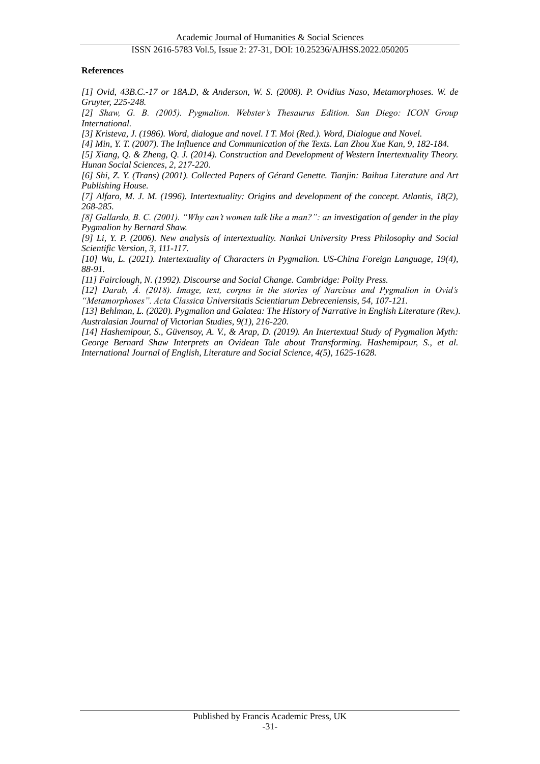**References**

*[1] Ovid, 43B.C.-17 or 18A.D, & Anderson, W. S. (2008). P. Ovidius Naso, Metamorphoses. W. de Gruyter, 225-248.*

*[2] Shaw, G. B. (2005). Pygmalion. Webster's Thesaurus Edition. San Diego: ICON Group International.*

*[3] Kristeva, J. (1986). Word, dialogue and novel. I T. Moi (Red.). Word, Dialogue and Novel.*

*[4] Min, Y. T. (2007). The Influence and Communication of the Texts. Lan Zhou Xue Kan, 9, 182-184.*

*[5] Xiang, Q. & Zheng, Q. J. (2014). Construction and Development of Western Intertextuality Theory. Hunan Social Sciences, 2, 217-220.*

*[6] Shi, Z. Y. (Trans) (2001). Collected Papers of Gérard Genette. Tianjin: Baihua Literature and Art Publishing House.*

*[7] Alfaro, M. J. M. (1996). Intertextuality: Origins and development of the concept. Atlantis, 18(2), 268-285.*

*[8] Gallardo, B. C. (2001). "Why can't women talk like a man?": an investigation of gender in the play Pygmalion by Bernard Shaw.*

*[9] Li, Y. P. (2006). New analysis of intertextuality. Nankai University Press Philosophy and Social Scientific Version, 3, 111-117.*

*[10] Wu, L. (2021). Intertextuality of Characters in Pygmalion. US-China Foreign Language, 19(4), 88-91.*

*[11] Fairclough, N. (1992). Discourse and Social Change. Cambridge: Polity Press.*

*[12] Darab, Á. (2018). Image, text, corpus in the stories of Narcisus and Pygmalion in Ovid's "Metamorphoses". Acta Classica Universitatis Scientiarum Debreceniensis, 54, 107-121.*

*[13] Behlman, L. (2020). Pygmalion and Galatea: The History of Narrative in English Literature (Rev.). Australasian Journal of Victorian Studies, 9(1), 216-220.*

*[14] Hashemipour, S., Güvensoy, A. V., & Arap, D. (2019). An Intertextual Study of Pygmalion Myth: George Bernard Shaw Interprets an Ovidean Tale about Transforming. Hashemipour, S., et al. International Journal of English, Literature and Social Science, 4(5), 1625-1628.*